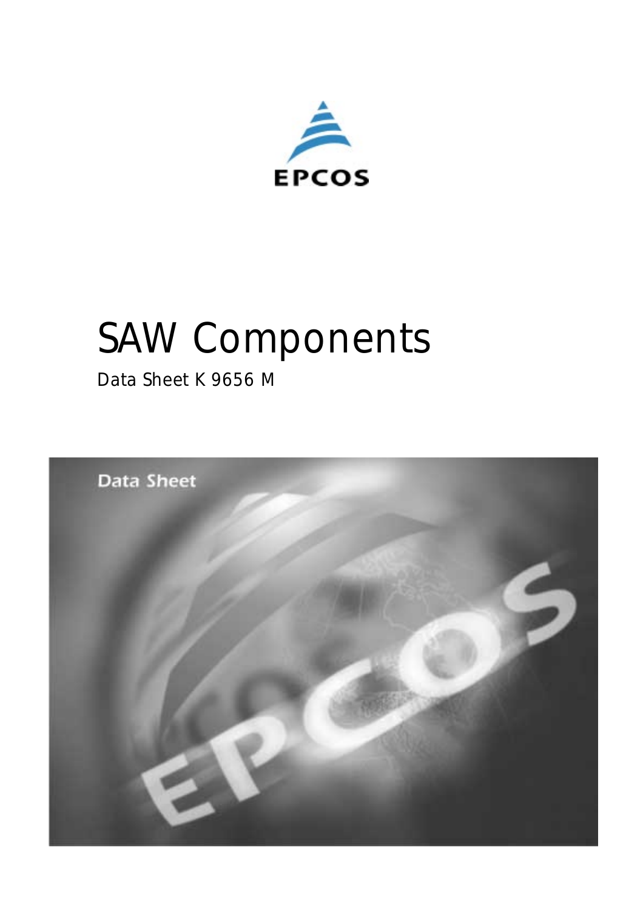EPCOS

# SAW Components

Data Sheet K 9656 M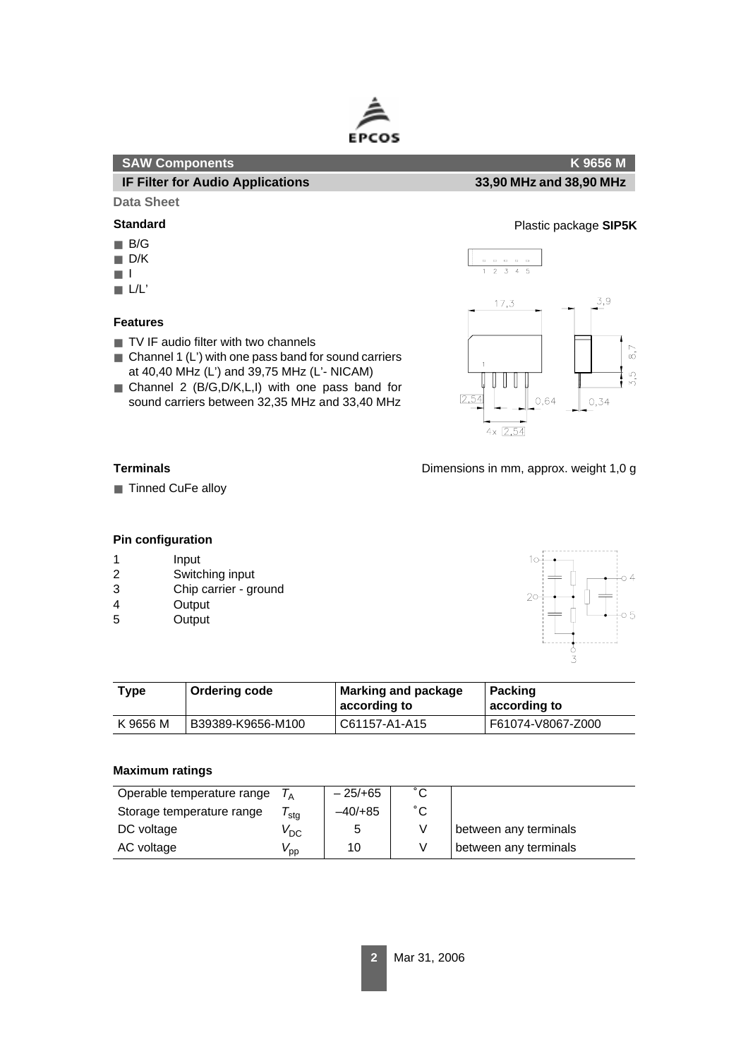## SAW Components — K 9656 M

### IF Filter for Audio Applications — 33,90 MHz and 38,90 MHz

**Data Sheet**

**Standard**

- B/G
- D/K
- I
- L/L'

Plastic package **SIP5K**

**Features**

- TV IF audio filter with two channels
- Channel 1 (L') with one pass band for sound carriers at 40,40 MHz (L') and 39,75 MHz (L'- NICAM)
- Channel 2 (B/G,D/K,L,I) with one pass band for sound carriers between 32,35 MHz and 33,40 MHz

**Terminals**

- Tinned CuFe alloy

Dimensions in mm, approx. weight 1,0 g

**Pin configuration**

| | |
|---|---|
| 1 | Input |
| 2 | Switching input |
| 3 | Chip carrier - ground |
| 4 | Output |
| 5 | Output |

| Type | Ordering code | Marking and package according to | Packing according to |
|---|---|---|---|
| K 9656 M | B39389-K9656-M100 | C61157-A1-A15 | F61074-V8067-Z000 |

**Maximum ratings**

| | | | | |
|---|---|---|---|---|
| Operable temperature range | $T_A$ | – 25/+65 | ˚C | |
| Storage temperature range | $T_{stg}$ | –40/+85 | ˚C | |
| DC voltage | $V_{DC}$ | 5 | V | between any terminals |
| AC voltage | $V_{pp}$ | 10 | V | between any terminals |

Mar 31, 2006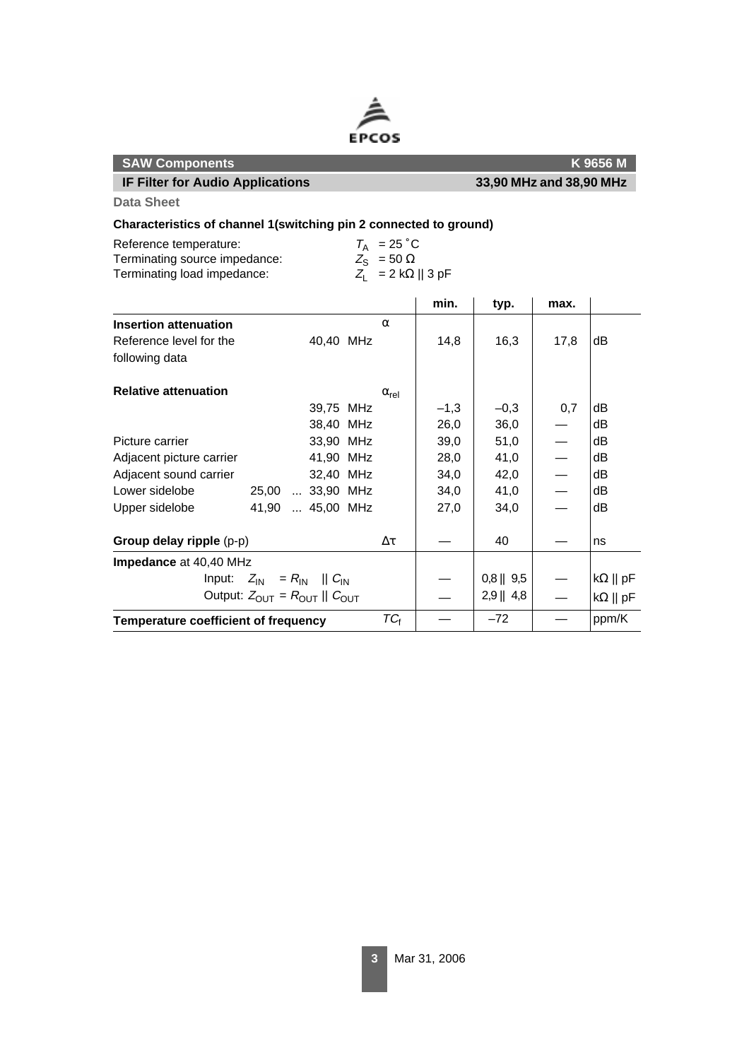**SAW Components** **K 9656 M**

**IF Filter for Audio Applications** **33,90 MHz and 38,90 MHz**

**Data Sheet**

### Characteristics of channel 1(switching pin 2 connected to ground)

Reference temperature: $T_A$ = 25 °C
Terminating source impedance: $Z_S$ = 50 Ω
Terminating load impedance: $Z_L$ = 2 kΩ || 3 pF

| | | | min. | typ. | max. | |
|---|---|---|---|---|---|---|
| **Insertion attenuation** | | α | | | | |
| Reference level for the following data | 40,40 MHz | | 14,8 | 16,3 | 17,8 | dB |
| **Relative attenuation** | | $\alpha_{rel}$ | | | | |
| | 39,75 MHz | | –1,3 | –0,3 | 0,7 | dB |
| | 38,40 MHz | | 26,0 | 36,0 | — | dB |
| Picture carrier | 33,90 MHz | | 39,0 | 51,0 | — | dB |
| Adjacent picture carrier | 41,90 MHz | | 28,0 | 41,0 | — | dB |
| Adjacent sound carrier | 32,40 MHz | | 34,0 | 42,0 | — | dB |
| Lower sidelobe | 25,00 ... 33,90 MHz | | 34,0 | 41,0 | — | dB |
| Upper sidelobe | 41,90 ... 45,00 MHz | | 27,0 | 34,0 | — | dB |
| **Group delay ripple** (p-p) | | Δτ | — | 40 | — | ns |
| **Impedance** at 40,40 MHz | | | | | | |
| Input: $Z_{IN} = R_{IN} \parallel C_{IN}$ | | | — | 0,8 \|\| 9,5 | — | kΩ \|\| pF |
| Output: $Z_{OUT} = R_{OUT} \parallel C_{OUT}$ | | | — | 2,9 \|\| 4,8 | — | kΩ \|\| pF |
| **Temperature coefficient of frequency** | | $TC_f$ | — | –72 | — | ppm/K |

Mar 31, 2006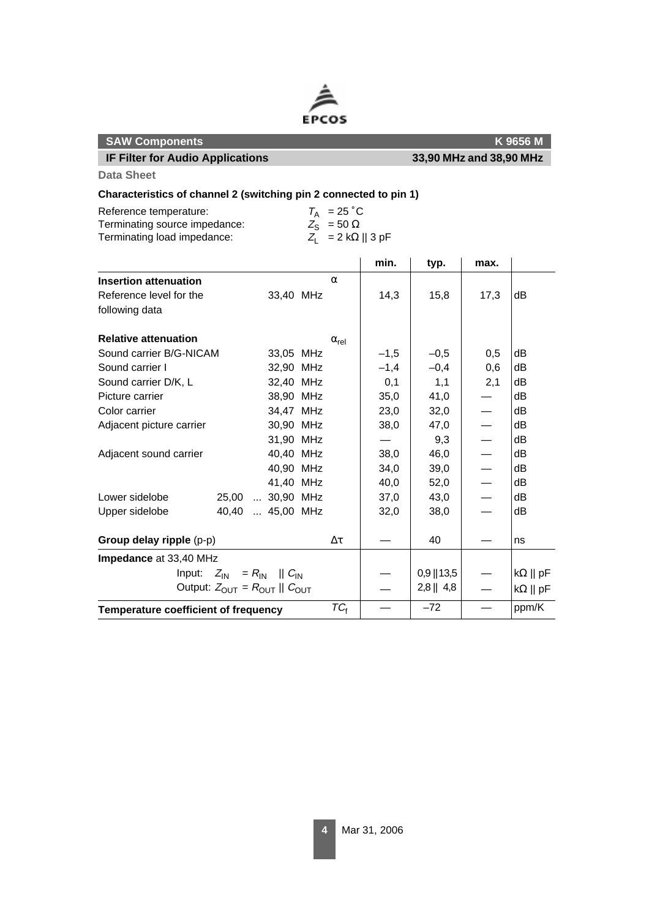**SAW Components** — **K 9656 M**

**IF Filter for Audio Applications** — **33,90 MHz and 38,90 MHz**

**Data Sheet**

### Characteristics of channel 2 (switching pin 2 connected to pin 1)

Reference temperature: $T_A$ = 25 ˚C
Terminating source impedance: $Z_S$ = 50 Ω
Terminating load impedance: $Z_L$ = 2 kΩ || 3 pF

| | | | min. | typ. | max. | |
|---|---|---|---|---|---|---|
| **Insertion attenuation** | | $\alpha$ | | | | |
| Reference level for the following data | 33,40 MHz | | 14,3 | 15,8 | 17,3 | dB |
| **Relative attenuation** | | $\alpha_{rel}$ | | | | |
| Sound carrier B/G-NICAM | 33,05 MHz | | –1,5 | –0,5 | 0,5 | dB |
| Sound carrier I | 32,90 MHz | | –1,4 | –0,4 | 0,6 | dB |
| Sound carrier D/K, L | 32,40 MHz | | 0,1 | 1,1 | 2,1 | dB |
| Picture carrier | 38,90 MHz | | 35,0 | 41,0 | — | dB |
| Color carrier | 34,47 MHz | | 23,0 | 32,0 | — | dB |
| Adjacent picture carrier | 30,90 MHz | | 38,0 | 47,0 | — | dB |
| | 31,90 MHz | | — | 9,3 | — | dB |
| Adjacent sound carrier | 40,40 MHz | | 38,0 | 46,0 | — | dB |
| | 40,90 MHz | | 34,0 | 39,0 | — | dB |
| | 41,40 MHz | | 40,0 | 52,0 | — | dB |
| Lower sidelobe | 25,00 ... 30,90 MHz | | 37,0 | 43,0 | — | dB |
| Upper sidelobe | 40,40 ... 45,00 MHz | | 32,0 | 38,0 | — | dB |
| **Group delay ripple** (p-p) | | $\Delta\tau$ | — | 40 | — | ns |
| **Impedance** at 33,40 MHz | | | | | | |
| Input: $Z_{IN} = R_{IN} \parallel C_{IN}$ | | | — | 0,9 \|\| 13,5 | — | kΩ \|\| pF |
| Output: $Z_{OUT} = R_{OUT} \parallel C_{OUT}$ | | | — | 2,8 \|\| 4,8 | — | kΩ \|\| pF |
| **Temperature coefficient of frequency** | | $TC_f$ | — | –72 | — | ppm/K |

Mar 31, 2006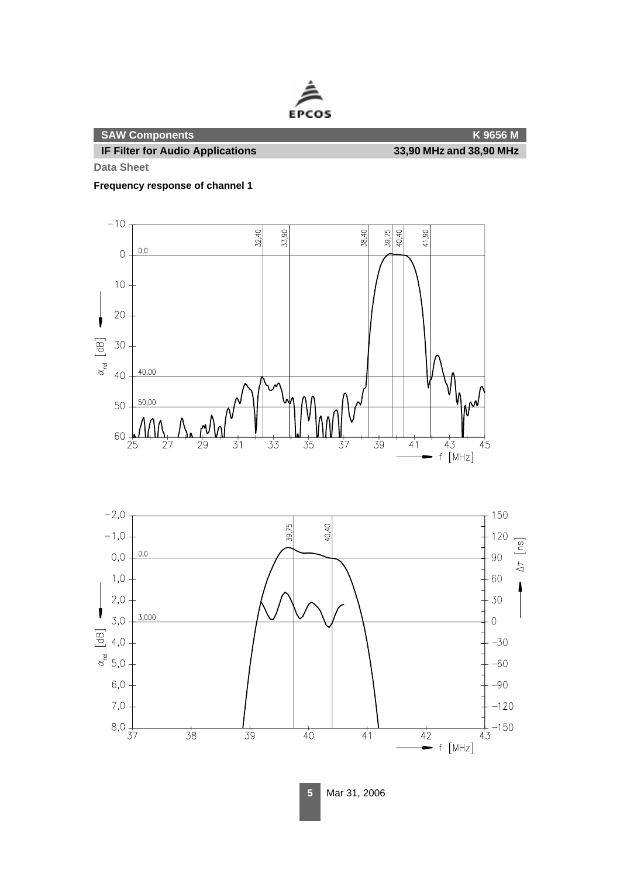**SAW Components** **K 9656 M**

**IF Filter for Audio Applications** **33,90 MHz and 38,90 MHz**

**Data Sheet**

**Frequency response of channel 1**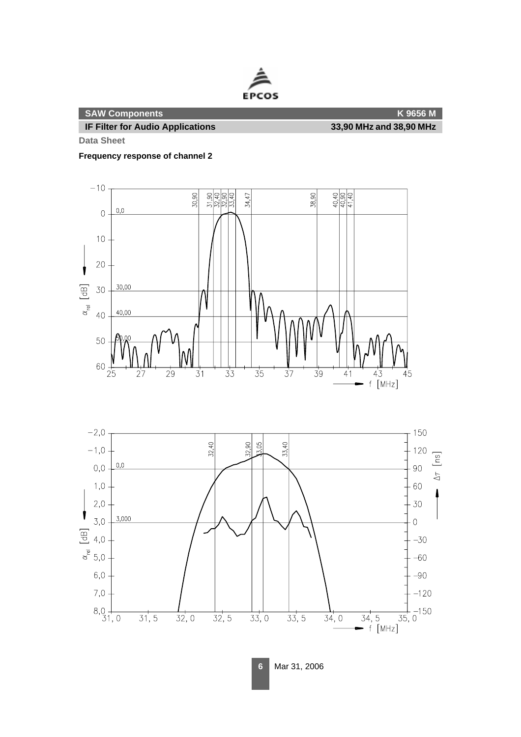**Data Sheet**

**Frequency response of channel 2**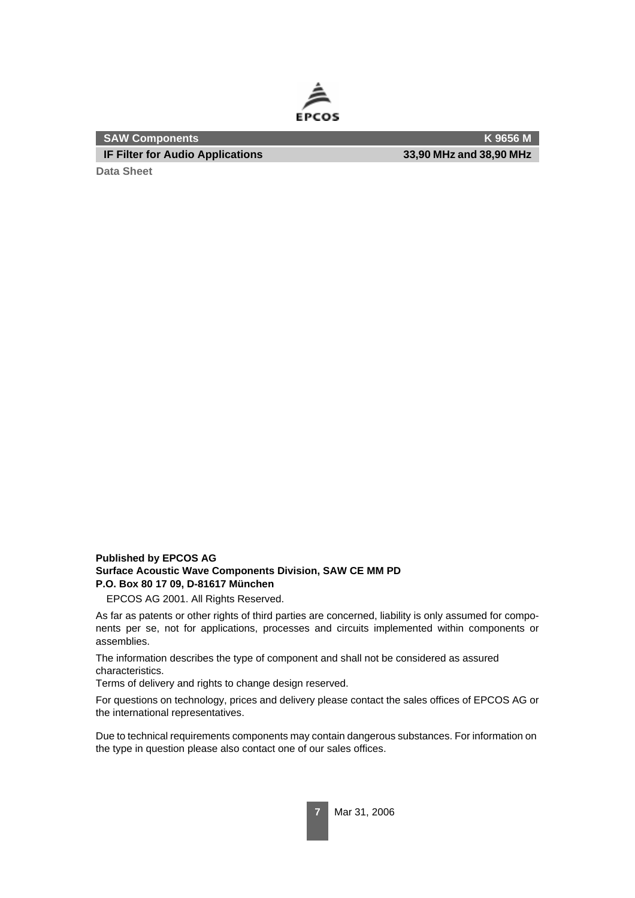**Published by EPCOS AG**
**Surface Acoustic Wave Components Division, SAW CE MM PD**
**P.O. Box 80 17 09, D-81617 München**

EPCOS AG 2001. All Rights Reserved.

As far as patents or other rights of third parties are concerned, liability is only assumed for components per se, not for applications, processes and circuits implemented within components or assemblies.

The information describes the type of component and shall not be considered as assured characteristics.
Terms of delivery and rights to change design reserved.

For questions on technology, prices and delivery please contact the sales offices of EPCOS AG or the international representatives.

Due to technical requirements components may contain dangerous substances. For information on the type in question please also contact one of our sales offices.